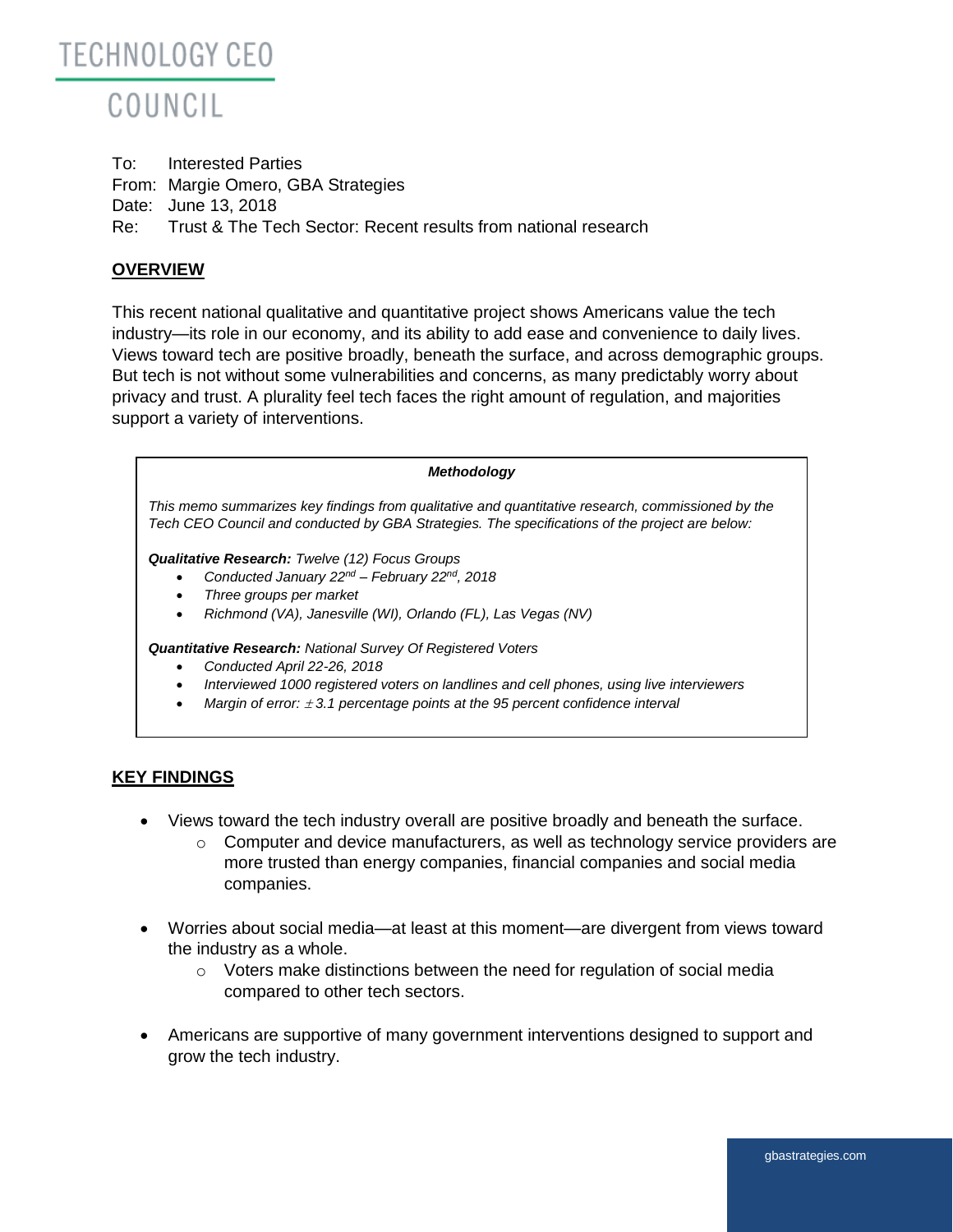# TECHNOLOGY CEO COUNCIL

To: Interested Parties
From: Margie Omero, GBA Strategies
Date: June 13, 2018
Re: Trust & The Tech Sector: Recent results from national research

## OVERVIEW

This recent national qualitative and quantitative project shows Americans value the tech industry—its role in our economy, and its ability to add ease and convenience to daily lives. Views toward tech are positive broadly, beneath the surface, and across demographic groups. But tech is not without some vulnerabilities and concerns, as many predictably worry about privacy and trust. A plurality feel tech faces the right amount of regulation, and majorities support a variety of interventions.

***Methodology***

*This memo summarizes key findings from qualitative and quantitative research, commissioned by the Tech CEO Council and conducted by GBA Strategies. The specifications of the project are below:*

***Qualitative Research:*** *Twelve (12) Focus Groups*

- *Conducted January 22nd – February 22nd, 2018*
- *Three groups per market*
- *Richmond (VA), Janesville (WI), Orlando (FL), Las Vegas (NV)*

***Quantitative Research:*** *National Survey Of Registered Voters*

- *Conducted April 22-26, 2018*
- *Interviewed 1000 registered voters on landlines and cell phones, using live interviewers*
- *Margin of error: ±3.1 percentage points at the 95 percent confidence interval*

## KEY FINDINGS

- Views toward the tech industry overall are positive broadly and beneath the surface.
  - Computer and device manufacturers, as well as technology service providers are more trusted than energy companies, financial companies and social media companies.
- Worries about social media—at least at this moment—are divergent from views toward the industry as a whole.
  - Voters make distinctions between the need for regulation of social media compared to other tech sectors.
- Americans are supportive of many government interventions designed to support and grow the tech industry.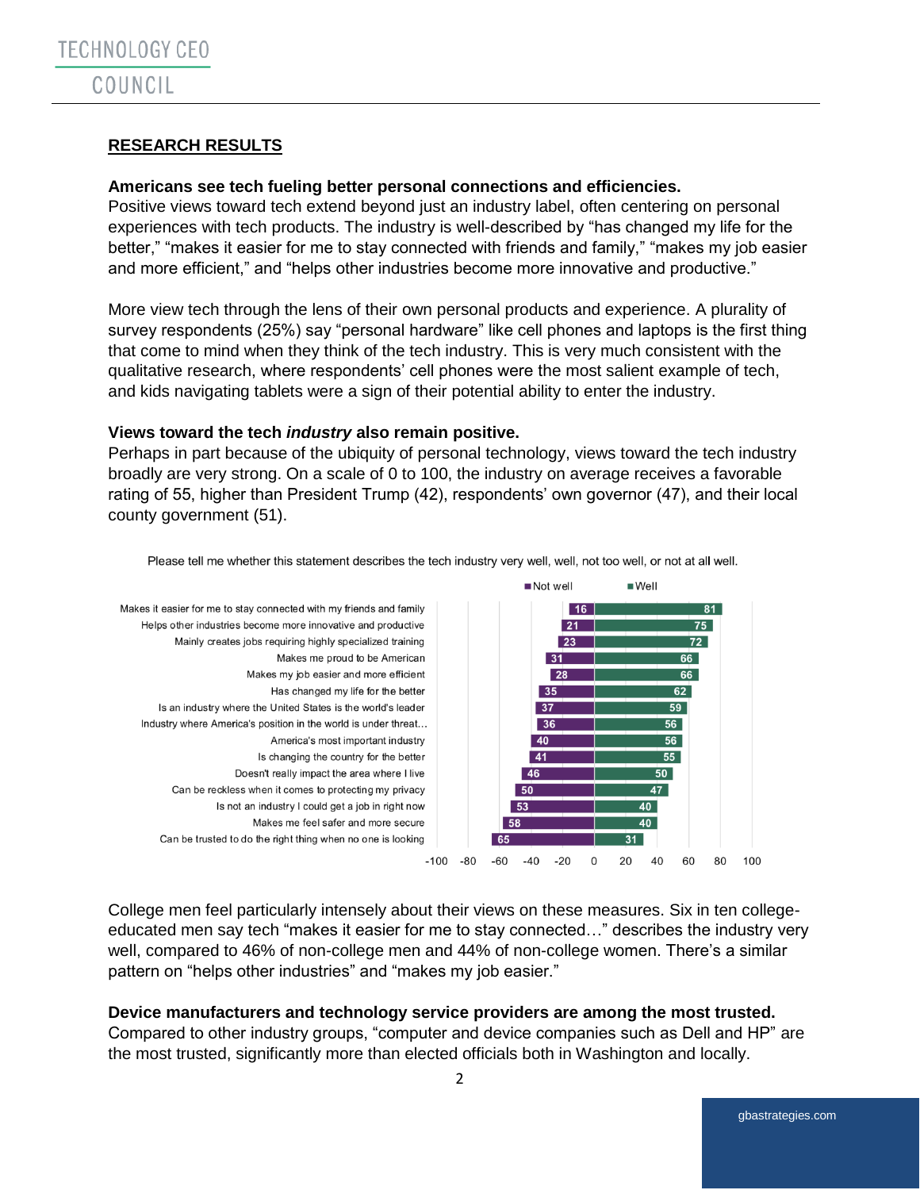## RESEARCH RESULTS

**Americans see tech fueling better personal connections and efficiencies.**
Positive views toward tech extend beyond just an industry label, often centering on personal experiences with tech products. The industry is well-described by "has changed my life for the better," "makes it easier for me to stay connected with friends and family," "makes my job easier and more efficient," and "helps other industries become more innovative and productive."

More view tech through the lens of their own personal products and experience. A plurality of survey respondents (25%) say "personal hardware" like cell phones and laptops is the first thing that come to mind when they think of the tech industry. This is very much consistent with the qualitative research, where respondents' cell phones were the most salient example of tech, and kids navigating tablets were a sign of their potential ability to enter the industry.

**Views toward the tech *industry* also remain positive.**
Perhaps in part because of the ubiquity of personal technology, views toward the tech industry broadly are very strong. On a scale of 0 to 100, the industry on average receives a favorable rating of 55, higher than President Trump (42), respondents' own governor (47), and their local county government (51).

Please tell me whether this statement describes the tech industry very well, well, not too well, or not at all well.

| Statement | Not well | Well |
|---|---|---|
| Makes it easier for me to stay connected with my friends and family | 16 | 81 |
| Helps other industries become more innovative and productive | 21 | 75 |
| Mainly creates jobs requiring highly specialized training | 23 | 72 |
| Makes me proud to be American | 31 | 66 |
| Makes my job easier and more efficient | 28 | 66 |
| Has changed my life for the better | 35 | 62 |
| Is an industry where the United States is the world's leader | 37 | 59 |
| Industry where America's position in the world is under threat... | 36 | 56 |
| America's most important industry | 40 | 56 |
| Is changing the country for the better | 41 | 55 |
| Doesn't really impact the area where I live | 46 | 50 |
| Can be reckless when it comes to protecting my privacy | 50 | 47 |
| Is not an industry I could get a job in right now | 53 | 40 |
| Makes me feel safer and more secure | 58 | 40 |
| Can be trusted to do the right thing when no one is looking | 65 | 31 |

College men feel particularly intensely about their views on these measures. Six in ten college-educated men say tech "makes it easier for me to stay connected…" describes the industry very well, compared to 46% of non-college men and 44% of non-college women. There's a similar pattern on "helps other industries" and "makes my job easier."

**Device manufacturers and technology service providers are among the most trusted.**
Compared to other industry groups, "computer and device companies such as Dell and HP" are the most trusted, significantly more than elected officials both in Washington and locally.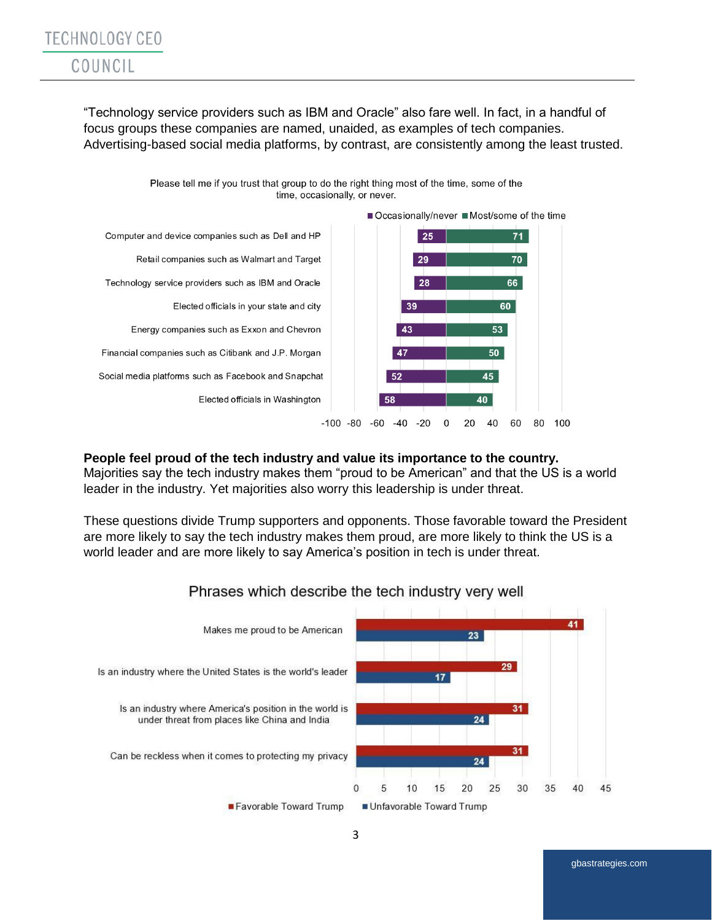"Technology service providers such as IBM and Oracle" also fare well. In fact, in a handful of focus groups these companies are named, unaided, as examples of tech companies. Advertising-based social media platforms, by contrast, are consistently among the least trusted.

Please tell me if you trust that group to do the right thing most of the time, some of the time, occasionally, or never.

| | Occasionally/never | Most/some of the time |
|---|---|---|
| Computer and device companies such as Dell and HP | 25 | 71 |
| Retail companies such as Walmart and Target | 29 | 70 |
| Technology service providers such as IBM and Oracle | 28 | 66 |
| Elected officials in your state and city | 39 | 60 |
| Energy companies such as Exxon and Chevron | 43 | 53 |
| Financial companies such as Citibank and J.P. Morgan | 47 | 50 |
| Social media platforms such as Facebook and Snapchat | 52 | 45 |
| Elected officials in Washington | 58 | 40 |

**People feel proud of the tech industry and value its importance to the country.** Majorities say the tech industry makes them "proud to be American" and that the US is a world leader in the industry. Yet majorities also worry this leadership is under threat.

These questions divide Trump supporters and opponents. Those favorable toward the President are more likely to say the tech industry makes them proud, are more likely to think the US is a world leader and are more likely to say America's position in tech is under threat.

Phrases which describe the tech industry very well

| | Favorable Toward Trump | Unfavorable Toward Trump |
|---|---|---|
| Makes me proud to be American | 41 | 23 |
| Is an industry where the United States is the world's leader | 29 | 17 |
| Is an industry where America's position in the world is under threat from places like China and India | 31 | 24 |
| Can be reckless when it comes to protecting my privacy | 31 | 24 |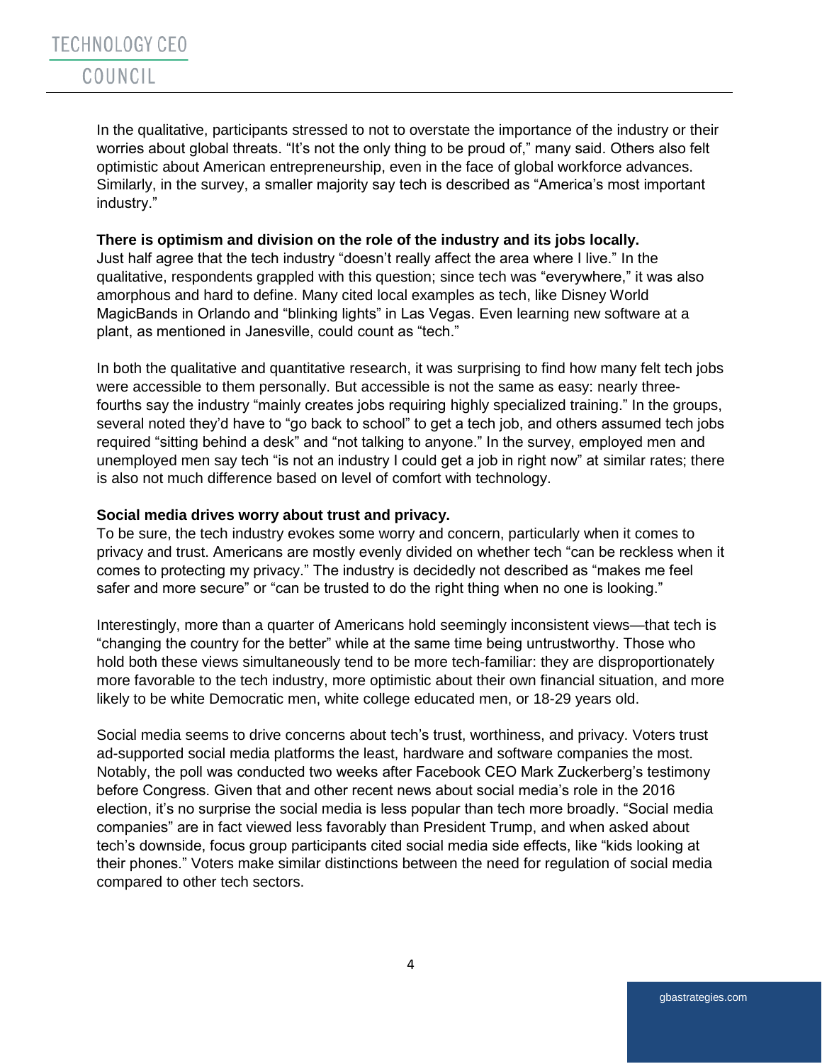In the qualitative, participants stressed to not to overstate the importance of the industry or their worries about global threats. "It's not the only thing to be proud of," many said. Others also felt optimistic about American entrepreneurship, even in the face of global workforce advances. Similarly, in the survey, a smaller majority say tech is described as "America's most important industry."

**There is optimism and division on the role of the industry and its jobs locally.**
Just half agree that the tech industry "doesn't really affect the area where I live." In the qualitative, respondents grappled with this question; since tech was "everywhere," it was also amorphous and hard to define. Many cited local examples as tech, like Disney World MagicBands in Orlando and "blinking lights" in Las Vegas. Even learning new software at a plant, as mentioned in Janesville, could count as "tech."

In both the qualitative and quantitative research, it was surprising to find how many felt tech jobs were accessible to them personally. But accessible is not the same as easy: nearly three-fourths say the industry "mainly creates jobs requiring highly specialized training." In the groups, several noted they'd have to "go back to school" to get a tech job, and others assumed tech jobs required "sitting behind a desk" and "not talking to anyone." In the survey, employed men and unemployed men say tech "is not an industry I could get a job in right now" at similar rates; there is also not much difference based on level of comfort with technology.

**Social media drives worry about trust and privacy.**
To be sure, the tech industry evokes some worry and concern, particularly when it comes to privacy and trust. Americans are mostly evenly divided on whether tech "can be reckless when it comes to protecting my privacy." The industry is decidedly not described as "makes me feel safer and more secure" or "can be trusted to do the right thing when no one is looking."

Interestingly, more than a quarter of Americans hold seemingly inconsistent views—that tech is "changing the country for the better" while at the same time being untrustworthy. Those who hold both these views simultaneously tend to be more tech-familiar: they are disproportionately more favorable to the tech industry, more optimistic about their own financial situation, and more likely to be white Democratic men, white college educated men, or 18-29 years old.

Social media seems to drive concerns about tech's trust, worthiness, and privacy. Voters trust ad-supported social media platforms the least, hardware and software companies the most. Notably, the poll was conducted two weeks after Facebook CEO Mark Zuckerberg's testimony before Congress. Given that and other recent news about social media's role in the 2016 election, it's no surprise the social media is less popular than tech more broadly. "Social media companies" are in fact viewed less favorably than President Trump, and when asked about tech's downside, focus group participants cited social media side effects, like "kids looking at their phones." Voters make similar distinctions between the need for regulation of social media compared to other tech sectors.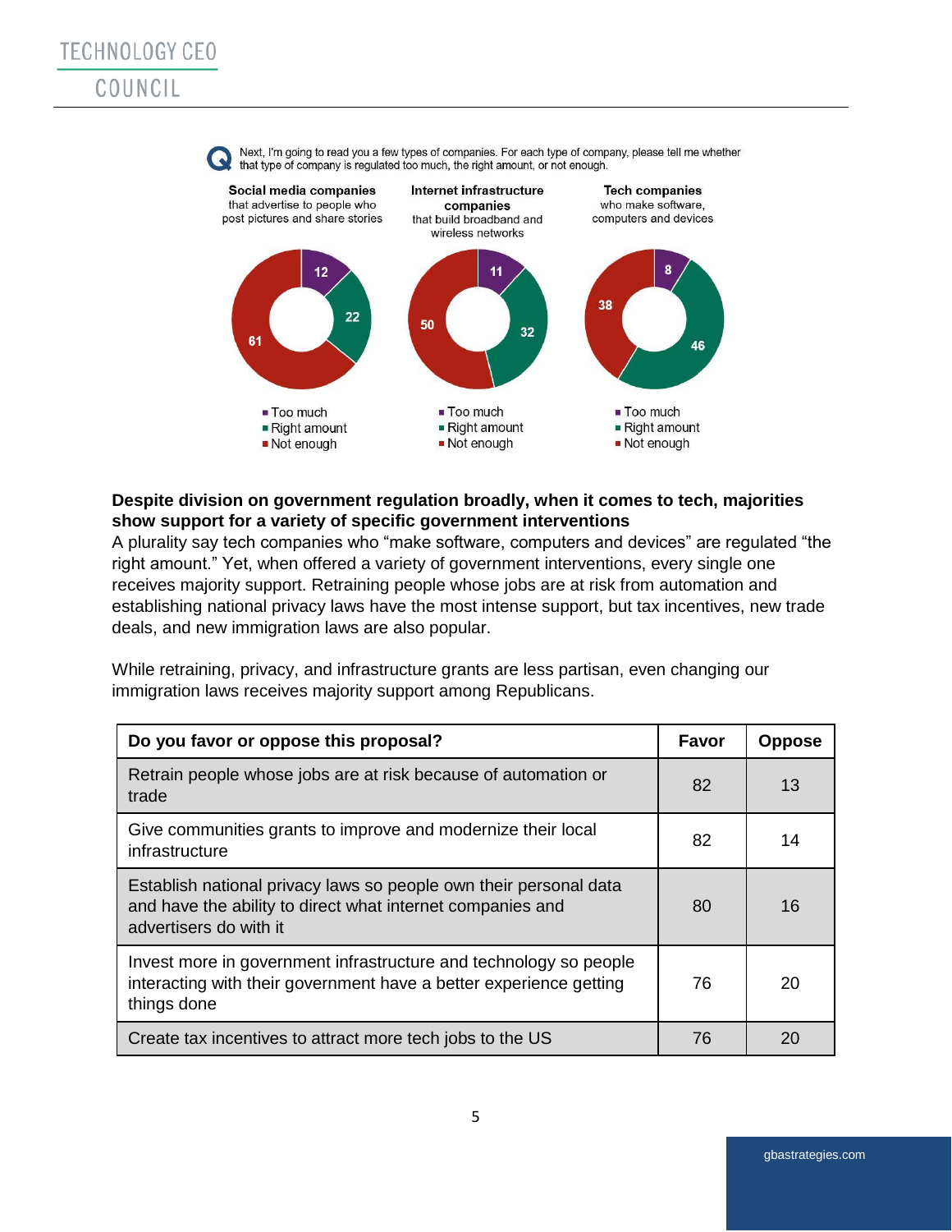Next, I'm going to read you a few types of companies. For each type of company, please tell me whether that type of company is regulated too much, the right amount, or not enough.

| | Social media companies that advertise to people who post pictures and share stories | Internet infrastructure companies that build broadband and wireless networks | Tech companies who make software, computers and devices |
|---|---|---|---|
| Too much | 12 | 11 | 8 |
| Right amount | 22 | 32 | 46 |
| Not enough | 61 | 50 | 38 |

**Despite division on government regulation broadly, when it comes to tech, majorities show support for a variety of specific government interventions**

A plurality say tech companies who "make software, computers and devices" are regulated "the right amount." Yet, when offered a variety of government interventions, every single one receives majority support. Retraining people whose jobs are at risk from automation and establishing national privacy laws have the most intense support, but tax incentives, new trade deals, and new immigration laws are also popular.

While retraining, privacy, and infrastructure grants are less partisan, even changing our immigration laws receives majority support among Republicans.

| Do you favor or oppose this proposal? | Favor | Oppose |
|---|---|---|
| Retrain people whose jobs are at risk because of automation or trade | 82 | 13 |
| Give communities grants to improve and modernize their local infrastructure | 82 | 14 |
| Establish national privacy laws so people own their personal data and have the ability to direct what internet companies and advertisers do with it | 80 | 16 |
| Invest more in government infrastructure and technology so people interacting with their government have a better experience getting things done | 76 | 20 |
| Create tax incentives to attract more tech jobs to the US | 76 | 20 |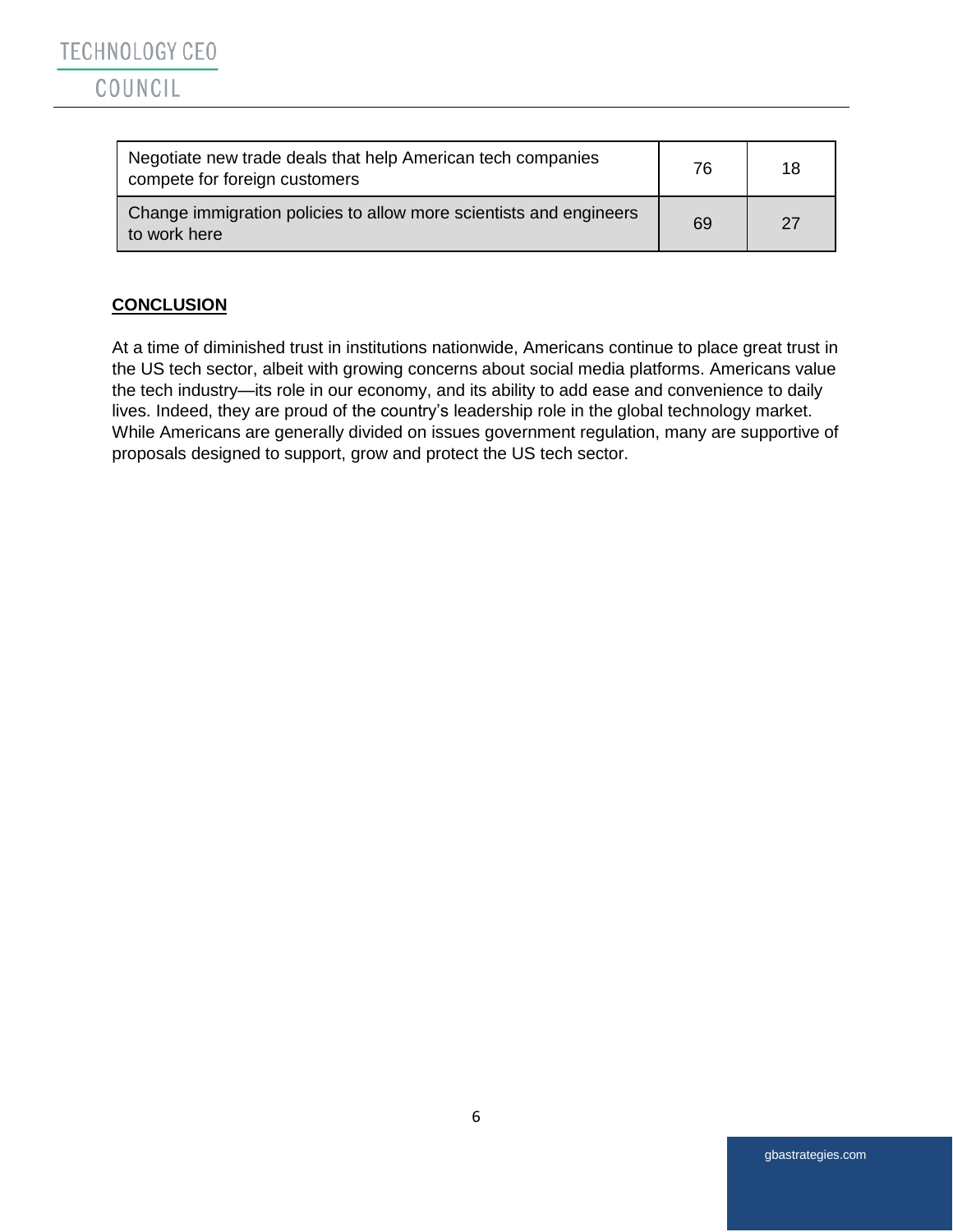| | | |
|---|---|---|
| Negotiate new trade deals that help American tech companies compete for foreign customers | 76 | 18 |
| Change immigration policies to allow more scientists and engineers to work here | 69 | 27 |

## CONCLUSION

At a time of diminished trust in institutions nationwide, Americans continue to place great trust in the US tech sector, albeit with growing concerns about social media platforms. Americans value the tech industry—its role in our economy, and its ability to add ease and convenience to daily lives. Indeed, they are proud of the country's leadership role in the global technology market. While Americans are generally divided on issues government regulation, many are supportive of proposals designed to support, grow and protect the US tech sector.